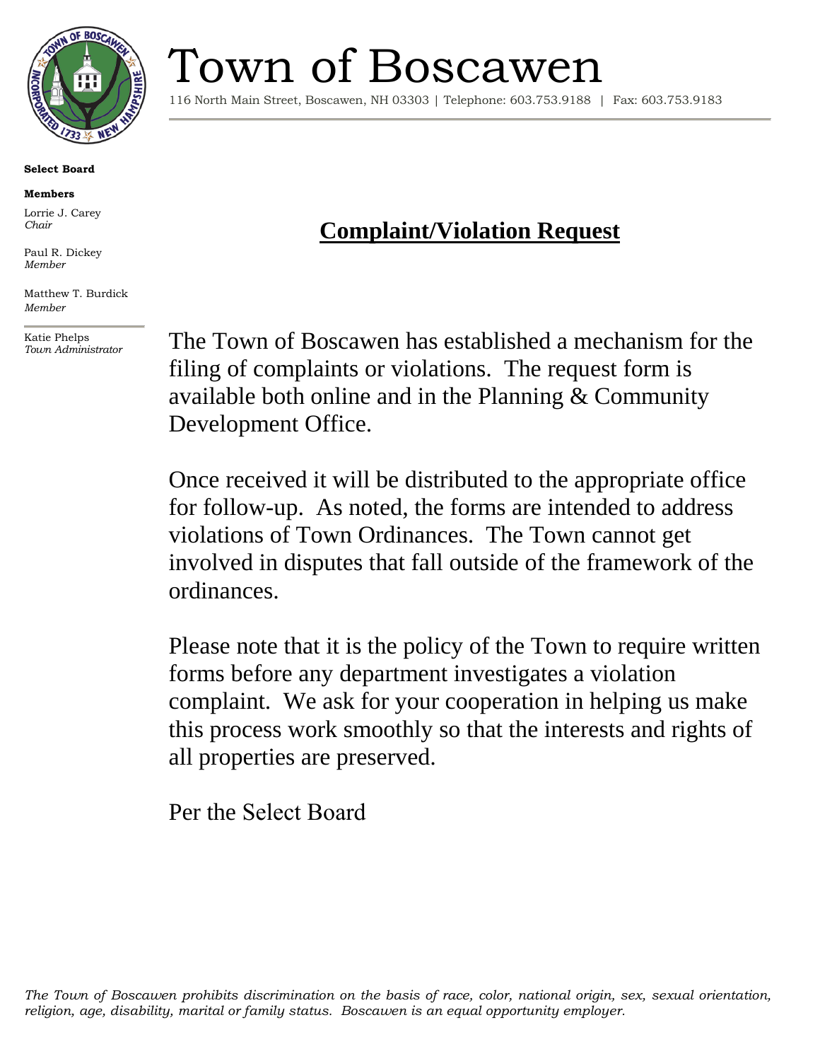# Town of Boscawen

116 North Main Street, Boscawen, NH 03303 | Telephone: 603.753.9188 | Fax: 603.753.9183

**Select Board**

**Members**

Lorrie J. Carey
*Chair*

Paul R. Dickey
*Member*

Matthew T. Burdick
*Member*

Katie Phelps
*Town Administrator*

## Complaint/Violation Request

The Town of Boscawen has established a mechanism for the filing of complaints or violations. The request form is available both online and in the Planning & Community Development Office.

Once received it will be distributed to the appropriate office for follow-up. As noted, the forms are intended to address violations of Town Ordinances. The Town cannot get involved in disputes that fall outside of the framework of the ordinances.

Please note that it is the policy of the Town to require written forms before any department investigates a violation complaint. We ask for your cooperation in helping us make this process work smoothly so that the interests and rights of all properties are preserved.

Per the Select Board

*The Town of Boscawen prohibits discrimination on the basis of race, color, national origin, sex, sexual orientation, religion, age, disability, marital or family status. Boscawen is an equal opportunity employer.*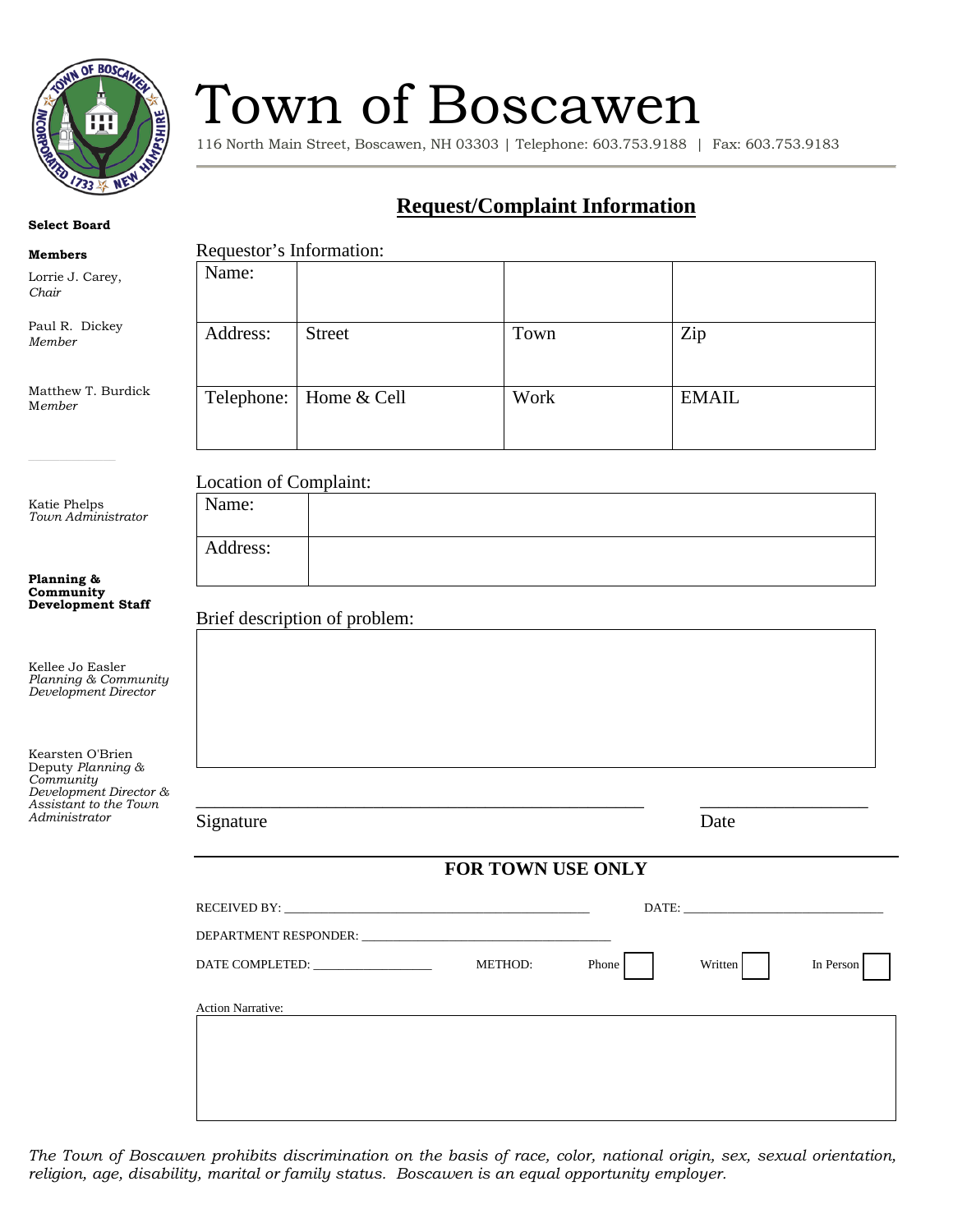# Town of Boscawen

116 North Main Street, Boscawen, NH 03303 | Telephone: 603.753.9188 | Fax: 603.753.9183

**Select Board**

**Members**

Lorrie J. Carey, *Chair*

Paul R. Dickey *Member*

Matthew T. Burdick *Member*

Katie Phelps *Town Administrator*

**Planning & Community Development Staff**

Kellee Jo Easler *Planning & Community Development Director*

Kearsten O'Brien Deputy *Planning & Community Development Director & Assistant to the Town Administrator*

## Request/Complaint Information

Requestor's Information:

| | | | |
|---|---|---|---|
| Name: | | | |
| Address: | Street | Town | Zip |
| Telephone: | Home & Cell | Work | EMAIL |

Location of Complaint:

| | |
|---|---|
| Name: | |
| Address: | |

Brief description of problem:

_______________________________________________ ____________________

Signature Date

**FOR TOWN USE ONLY**

RECEIVED BY: ___________________________________________ DATE: ____________________________

DEPARTMENT RESPONDER: ___________________________________

DATE COMPLETED: _________________ METHOD: Phone ☐ Written ☐ In Person ☐

Action Narrative:

*The Town of Boscawen prohibits discrimination on the basis of race, color, national origin, sex, sexual orientation, religion, age, disability, marital or family status. Boscawen is an equal opportunity employer.*